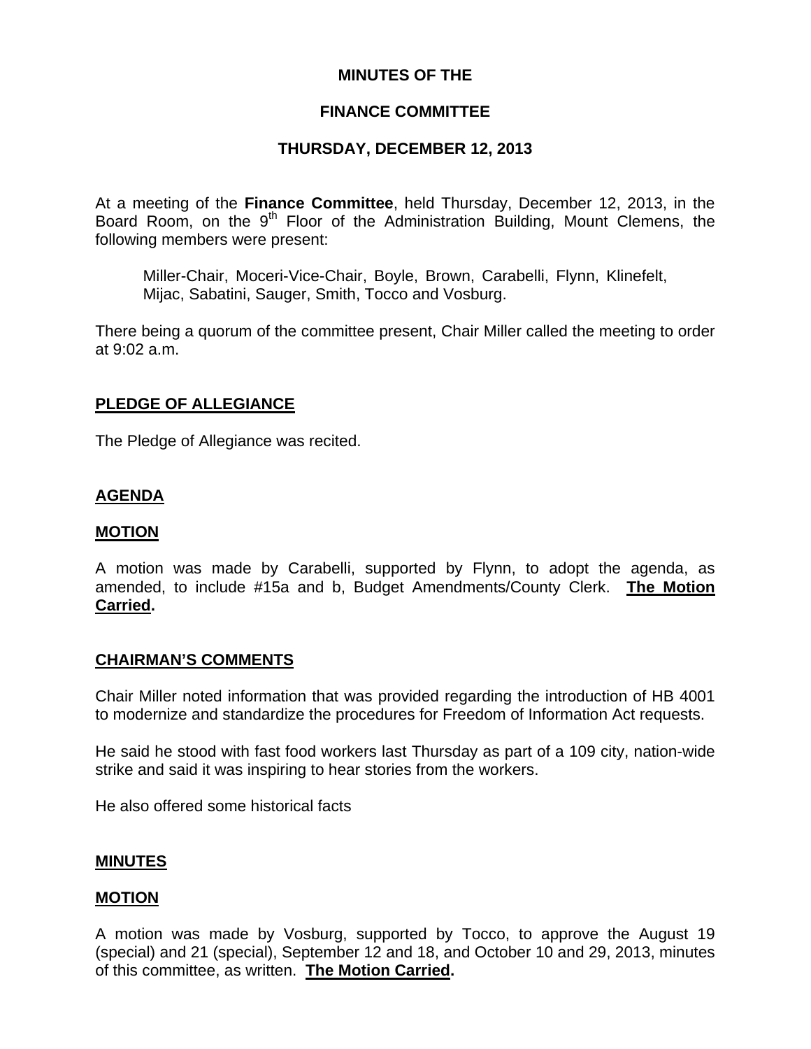# MINUTES OF THE

## FINANCE COMMITTEE

## THURSDAY, DECEMBER 12, 2013

At a meeting of the **Finance Committee**, held Thursday, December 12, 2013, in the Board Room, on the 9th Floor of the Administration Building, Mount Clemens, the following members were present:

Miller-Chair, Moceri-Vice-Chair, Boyle, Brown, Carabelli, Flynn, Klinefelt, Mijac, Sabatini, Sauger, Smith, Tocco and Vosburg.

There being a quorum of the committee present, Chair Miller called the meeting to order at 9:02 a.m.

**PLEDGE OF ALLEGIANCE**

The Pledge of Allegiance was recited.

**AGENDA**

**MOTION**

A motion was made by Carabelli, supported by Flynn, to adopt the agenda, as amended, to include #15a and b, Budget Amendments/County Clerk. **The Motion Carried.**

**CHAIRMAN'S COMMENTS**

Chair Miller noted information that was provided regarding the introduction of HB 4001 to modernize and standardize the procedures for Freedom of Information Act requests.

He said he stood with fast food workers last Thursday as part of a 109 city, nation-wide strike and said it was inspiring to hear stories from the workers.

He also offered some historical facts

**MINUTES**

**MOTION**

A motion was made by Vosburg, supported by Tocco, to approve the August 19 (special) and 21 (special), September 12 and 18, and October 10 and 29, 2013, minutes of this committee, as written. **The Motion Carried.**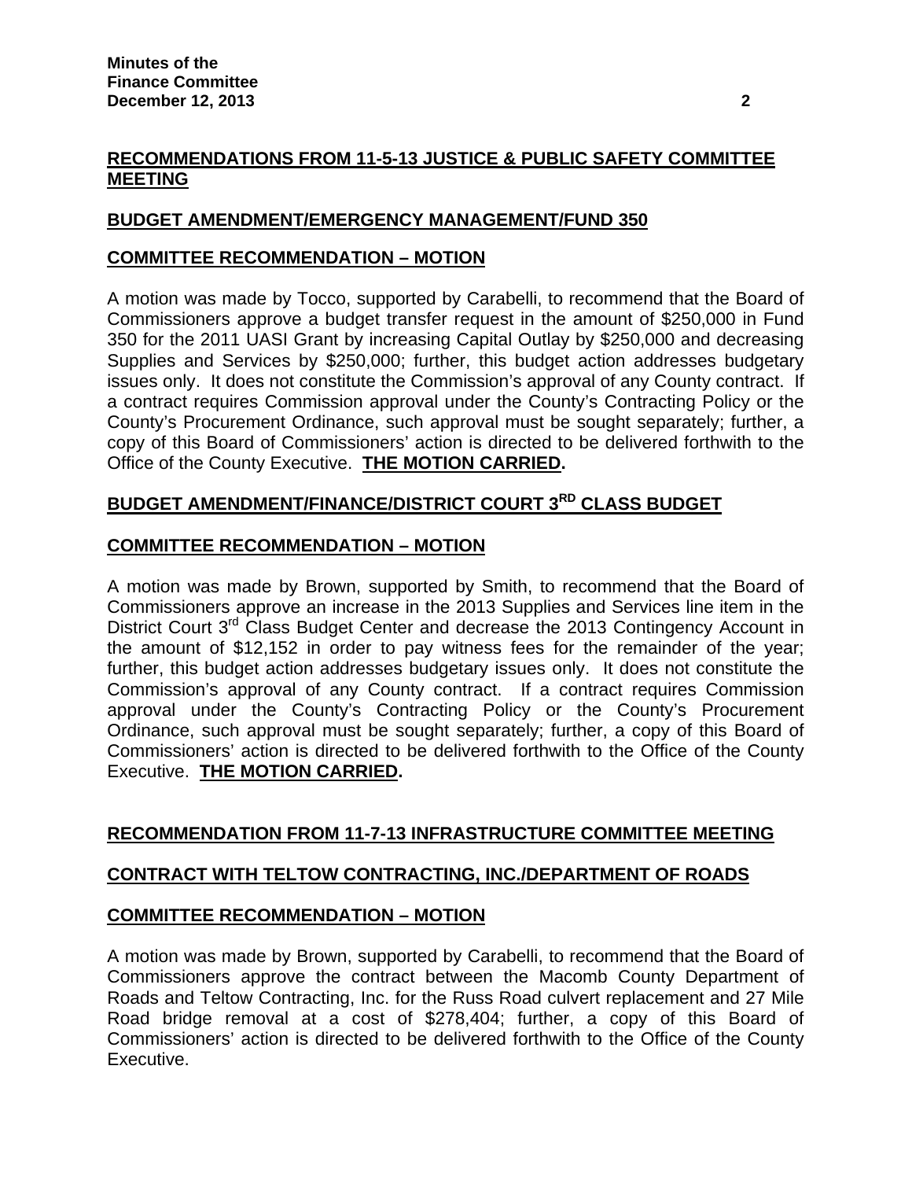## RECOMMENDATIONS FROM 11-5-13 JUSTICE & PUBLIC SAFETY COMMITTEE MEETING

## BUDGET AMENDMENT/EMERGENCY MANAGEMENT/FUND 350

## COMMITTEE RECOMMENDATION – MOTION

A motion was made by Tocco, supported by Carabelli, to recommend that the Board of Commissioners approve a budget transfer request in the amount of $250,000 in Fund 350 for the 2011 UASI Grant by increasing Capital Outlay by $250,000 and decreasing Supplies and Services by $250,000; further, this budget action addresses budgetary issues only. It does not constitute the Commission's approval of any County contract. If a contract requires Commission approval under the County's Contracting Policy or the County's Procurement Ordinance, such approval must be sought separately; further, a copy of this Board of Commissioners' action is directed to be delivered forthwith to the Office of the County Executive. **THE MOTION CARRIED.**

## BUDGET AMENDMENT/FINANCE/DISTRICT COURT 3RD CLASS BUDGET

## COMMITTEE RECOMMENDATION – MOTION

A motion was made by Brown, supported by Smith, to recommend that the Board of Commissioners approve an increase in the 2013 Supplies and Services line item in the District Court 3rd Class Budget Center and decrease the 2013 Contingency Account in the amount of $12,152 in order to pay witness fees for the remainder of the year; further, this budget action addresses budgetary issues only. It does not constitute the Commission's approval of any County contract. If a contract requires Commission approval under the County's Contracting Policy or the County's Procurement Ordinance, such approval must be sought separately; further, a copy of this Board of Commissioners' action is directed to be delivered forthwith to the Office of the County Executive. **THE MOTION CARRIED.**

## RECOMMENDATION FROM 11-7-13 INFRASTRUCTURE COMMITTEE MEETING

## CONTRACT WITH TELTOW CONTRACTING, INC./DEPARTMENT OF ROADS

## COMMITTEE RECOMMENDATION – MOTION

A motion was made by Brown, supported by Carabelli, to recommend that the Board of Commissioners approve the contract between the Macomb County Department of Roads and Teltow Contracting, Inc. for the Russ Road culvert replacement and 27 Mile Road bridge removal at a cost of $278,404; further, a copy of this Board of Commissioners' action is directed to be delivered forthwith to the Office of the County Executive.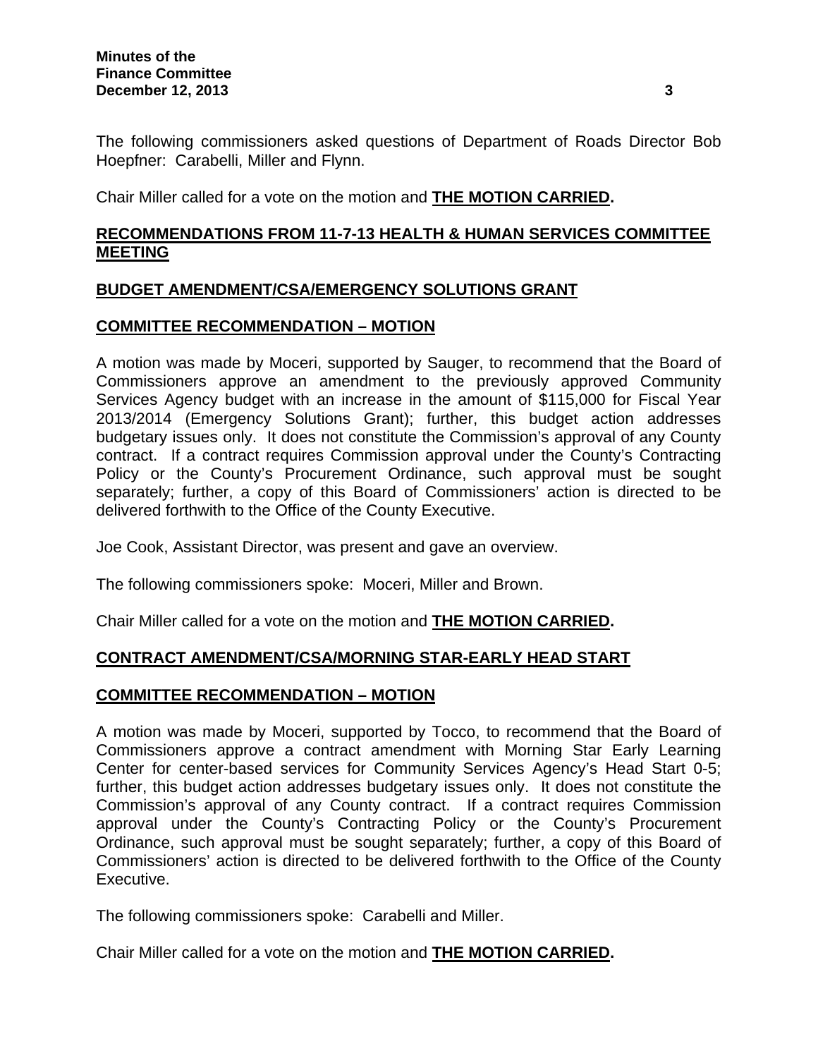The following commissioners asked questions of Department of Roads Director Bob Hoepfner: Carabelli, Miller and Flynn.

Chair Miller called for a vote on the motion and **THE MOTION CARRIED.**

## RECOMMENDATIONS FROM 11-7-13 HEALTH & HUMAN SERVICES COMMITTEE MEETING

### BUDGET AMENDMENT/CSA/EMERGENCY SOLUTIONS GRANT

### COMMITTEE RECOMMENDATION – MOTION

A motion was made by Moceri, supported by Sauger, to recommend that the Board of Commissioners approve an amendment to the previously approved Community Services Agency budget with an increase in the amount of $115,000 for Fiscal Year 2013/2014 (Emergency Solutions Grant); further, this budget action addresses budgetary issues only. It does not constitute the Commission's approval of any County contract. If a contract requires Commission approval under the County's Contracting Policy or the County's Procurement Ordinance, such approval must be sought separately; further, a copy of this Board of Commissioners' action is directed to be delivered forthwith to the Office of the County Executive.

Joe Cook, Assistant Director, was present and gave an overview.

The following commissioners spoke: Moceri, Miller and Brown.

Chair Miller called for a vote on the motion and **THE MOTION CARRIED.**

### CONTRACT AMENDMENT/CSA/MORNING STAR-EARLY HEAD START

### COMMITTEE RECOMMENDATION – MOTION

A motion was made by Moceri, supported by Tocco, to recommend that the Board of Commissioners approve a contract amendment with Morning Star Early Learning Center for center-based services for Community Services Agency's Head Start 0-5; further, this budget action addresses budgetary issues only. It does not constitute the Commission's approval of any County contract. If a contract requires Commission approval under the County's Contracting Policy or the County's Procurement Ordinance, such approval must be sought separately; further, a copy of this Board of Commissioners' action is directed to be delivered forthwith to the Office of the County Executive.

The following commissioners spoke: Carabelli and Miller.

Chair Miller called for a vote on the motion and **THE MOTION CARRIED.**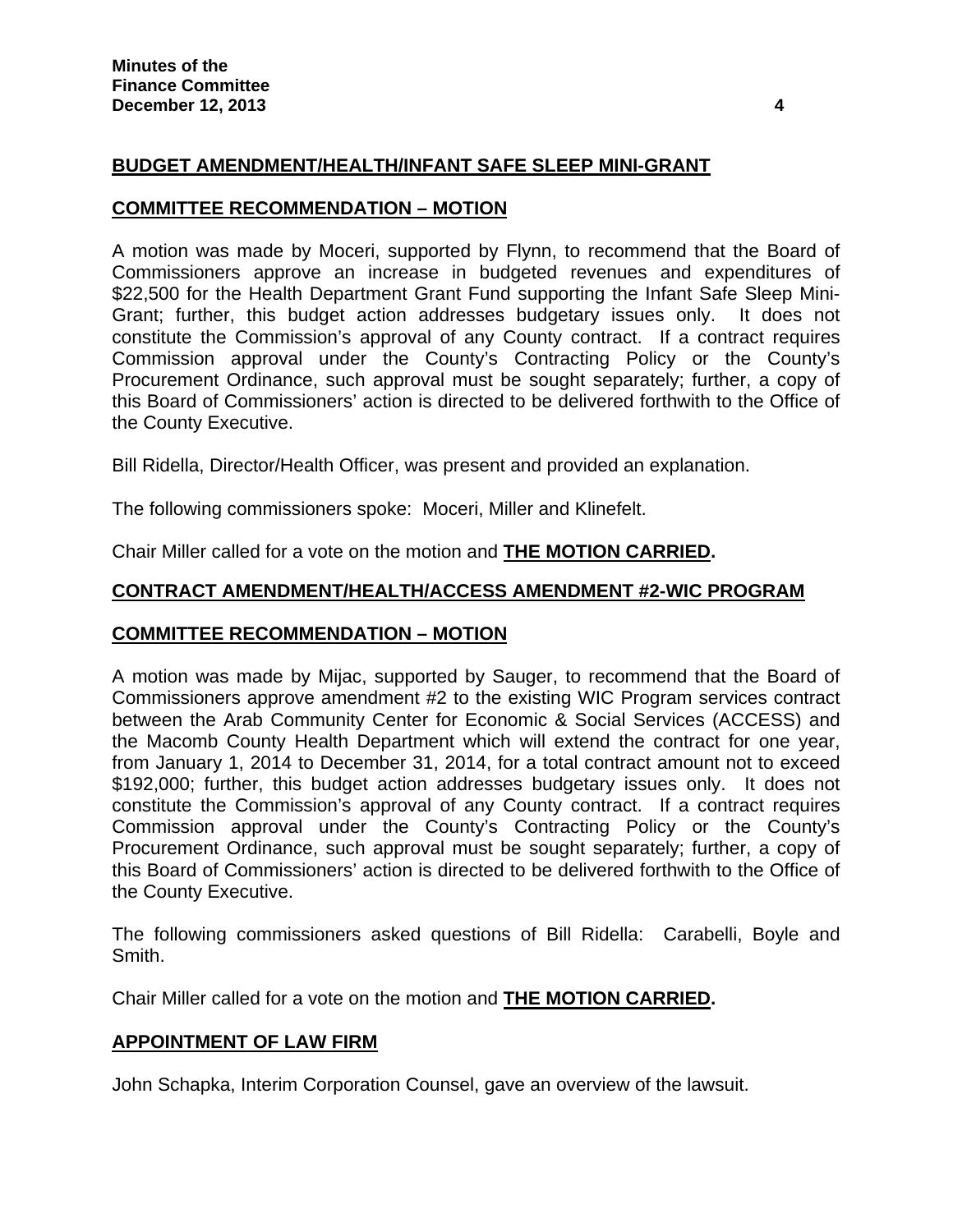## BUDGET AMENDMENT/HEALTH/INFANT SAFE SLEEP MINI-GRANT

## COMMITTEE RECOMMENDATION – MOTION

A motion was made by Moceri, supported by Flynn, to recommend that the Board of Commissioners approve an increase in budgeted revenues and expenditures of $22,500 for the Health Department Grant Fund supporting the Infant Safe Sleep Mini-Grant; further, this budget action addresses budgetary issues only. It does not constitute the Commission's approval of any County contract. If a contract requires Commission approval under the County's Contracting Policy or the County's Procurement Ordinance, such approval must be sought separately; further, a copy of this Board of Commissioners' action is directed to be delivered forthwith to the Office of the County Executive.

Bill Ridella, Director/Health Officer, was present and provided an explanation.

The following commissioners spoke: Moceri, Miller and Klinefelt.

Chair Miller called for a vote on the motion and **THE MOTION CARRIED.**

## CONTRACT AMENDMENT/HEALTH/ACCESS AMENDMENT #2-WIC PROGRAM

## COMMITTEE RECOMMENDATION – MOTION

A motion was made by Mijac, supported by Sauger, to recommend that the Board of Commissioners approve amendment #2 to the existing WIC Program services contract between the Arab Community Center for Economic & Social Services (ACCESS) and the Macomb County Health Department which will extend the contract for one year, from January 1, 2014 to December 31, 2014, for a total contract amount not to exceed $192,000; further, this budget action addresses budgetary issues only. It does not constitute the Commission's approval of any County contract. If a contract requires Commission approval under the County's Contracting Policy or the County's Procurement Ordinance, such approval must be sought separately; further, a copy of this Board of Commissioners' action is directed to be delivered forthwith to the Office of the County Executive.

The following commissioners asked questions of Bill Ridella: Carabelli, Boyle and Smith.

Chair Miller called for a vote on the motion and **THE MOTION CARRIED.**

## APPOINTMENT OF LAW FIRM

John Schapka, Interim Corporation Counsel, gave an overview of the lawsuit.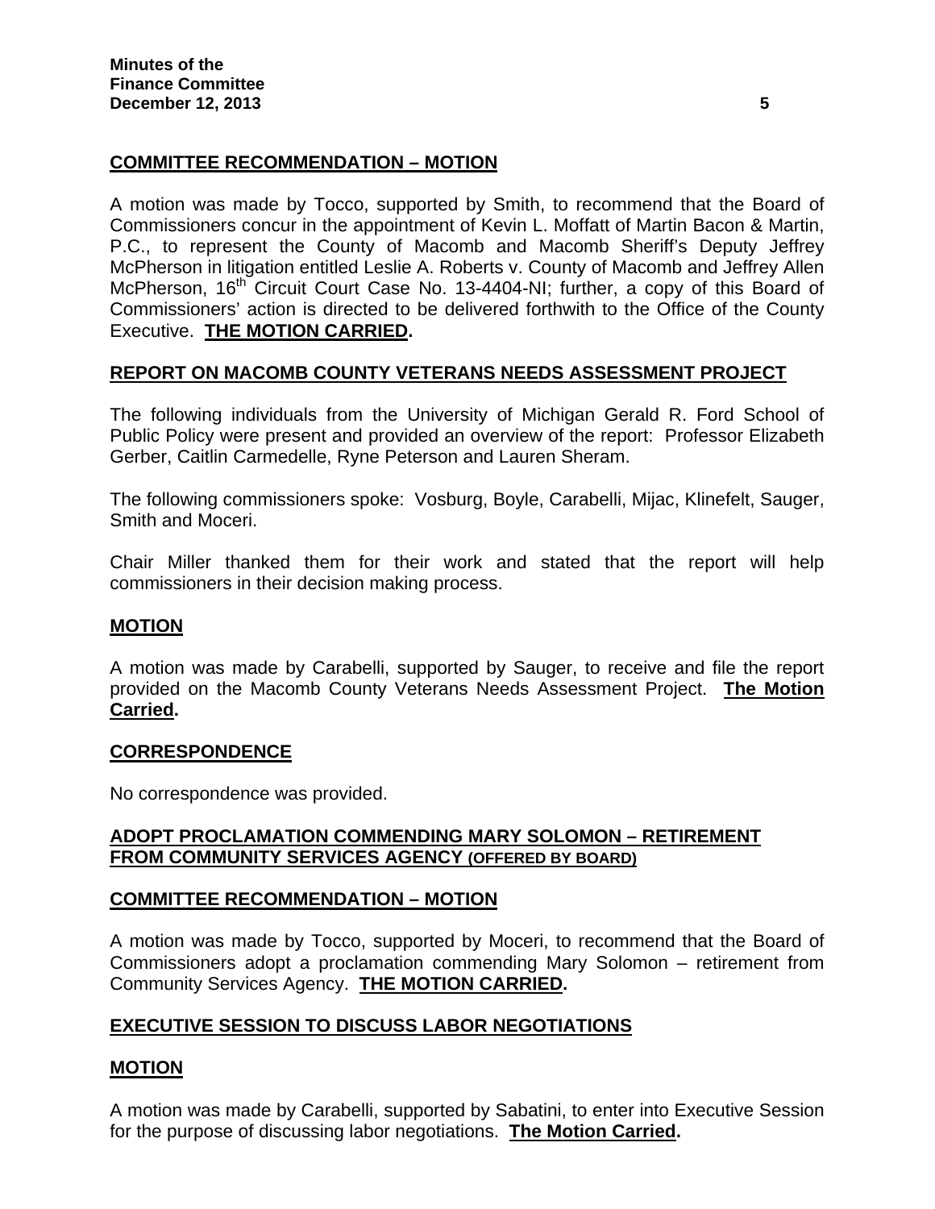**COMMITTEE RECOMMENDATION – MOTION**

A motion was made by Tocco, supported by Smith, to recommend that the Board of Commissioners concur in the appointment of Kevin L. Moffatt of Martin Bacon & Martin, P.C., to represent the County of Macomb and Macomb Sheriff's Deputy Jeffrey McPherson in litigation entitled Leslie A. Roberts v. County of Macomb and Jeffrey Allen McPherson, 16th Circuit Court Case No. 13-4404-NI; further, a copy of this Board of Commissioners' action is directed to be delivered forthwith to the Office of the County Executive. **THE MOTION CARRIED.**

**REPORT ON MACOMB COUNTY VETERANS NEEDS ASSESSMENT PROJECT**

The following individuals from the University of Michigan Gerald R. Ford School of Public Policy were present and provided an overview of the report: Professor Elizabeth Gerber, Caitlin Carmedelle, Ryne Peterson and Lauren Sheram.

The following commissioners spoke: Vosburg, Boyle, Carabelli, Mijac, Klinefelt, Sauger, Smith and Moceri.

Chair Miller thanked them for their work and stated that the report will help commissioners in their decision making process.

**MOTION**

A motion was made by Carabelli, supported by Sauger, to receive and file the report provided on the Macomb County Veterans Needs Assessment Project. **The Motion Carried.**

**CORRESPONDENCE**

No correspondence was provided.

**ADOPT PROCLAMATION COMMENDING MARY SOLOMON – RETIREMENT FROM COMMUNITY SERVICES AGENCY (OFFERED BY BOARD)**

**COMMITTEE RECOMMENDATION – MOTION**

A motion was made by Tocco, supported by Moceri, to recommend that the Board of Commissioners adopt a proclamation commending Mary Solomon – retirement from Community Services Agency. **THE MOTION CARRIED.**

**EXECUTIVE SESSION TO DISCUSS LABOR NEGOTIATIONS**

**MOTION**

A motion was made by Carabelli, supported by Sabatini, to enter into Executive Session for the purpose of discussing labor negotiations. **The Motion Carried.**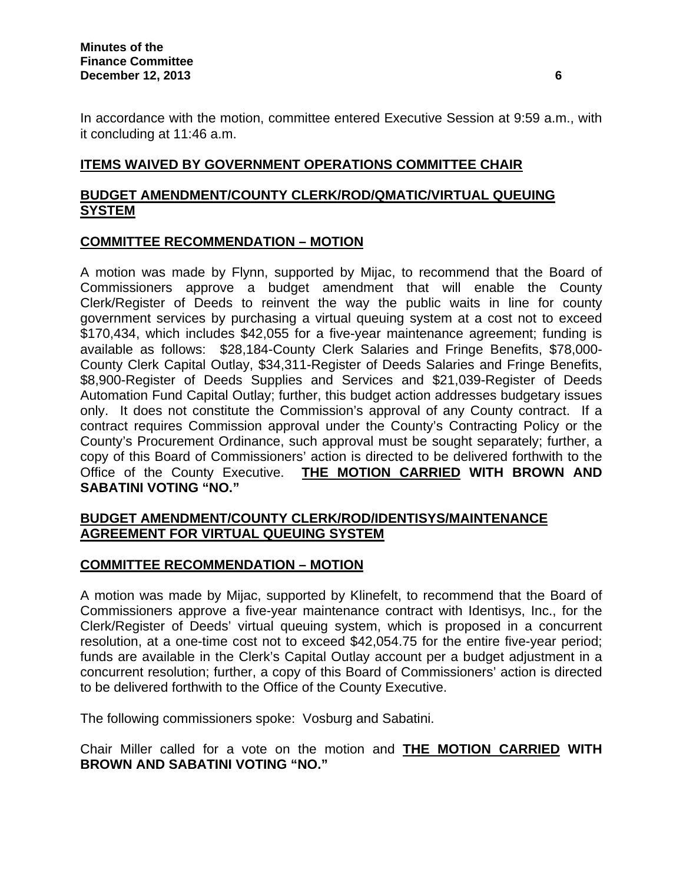In accordance with the motion, committee entered Executive Session at 9:59 a.m., with it concluding at 11:46 a.m.

## ITEMS WAIVED BY GOVERNMENT OPERATIONS COMMITTEE CHAIR

## BUDGET AMENDMENT/COUNTY CLERK/ROD/QMATIC/VIRTUAL QUEUING SYSTEM

### COMMITTEE RECOMMENDATION – MOTION

A motion was made by Flynn, supported by Mijac, to recommend that the Board of Commissioners approve a budget amendment that will enable the County Clerk/Register of Deeds to reinvent the way the public waits in line for county government services by purchasing a virtual queuing system at a cost not to exceed $170,434, which includes $42,055 for a five-year maintenance agreement; funding is available as follows: $28,184-County Clerk Salaries and Fringe Benefits, $78,000-County Clerk Capital Outlay, $34,311-Register of Deeds Salaries and Fringe Benefits, $8,900-Register of Deeds Supplies and Services and $21,039-Register of Deeds Automation Fund Capital Outlay; further, this budget action addresses budgetary issues only. It does not constitute the Commission's approval of any County contract. If a contract requires Commission approval under the County's Contracting Policy or the County's Procurement Ordinance, such approval must be sought separately; further, a copy of this Board of Commissioners' action is directed to be delivered forthwith to the Office of the County Executive. **THE MOTION CARRIED WITH BROWN AND SABATINI VOTING "NO."**

## BUDGET AMENDMENT/COUNTY CLERK/ROD/IDENTISYS/MAINTENANCE AGREEMENT FOR VIRTUAL QUEUING SYSTEM

### COMMITTEE RECOMMENDATION – MOTION

A motion was made by Mijac, supported by Klinefelt, to recommend that the Board of Commissioners approve a five-year maintenance contract with Identisys, Inc., for the Clerk/Register of Deeds' virtual queuing system, which is proposed in a concurrent resolution, at a one-time cost not to exceed $42,054.75 for the entire five-year period; funds are available in the Clerk's Capital Outlay account per a budget adjustment in a concurrent resolution; further, a copy of this Board of Commissioners' action is directed to be delivered forthwith to the Office of the County Executive.

The following commissioners spoke: Vosburg and Sabatini.

Chair Miller called for a vote on the motion and **THE MOTION CARRIED WITH BROWN AND SABATINI VOTING "NO."**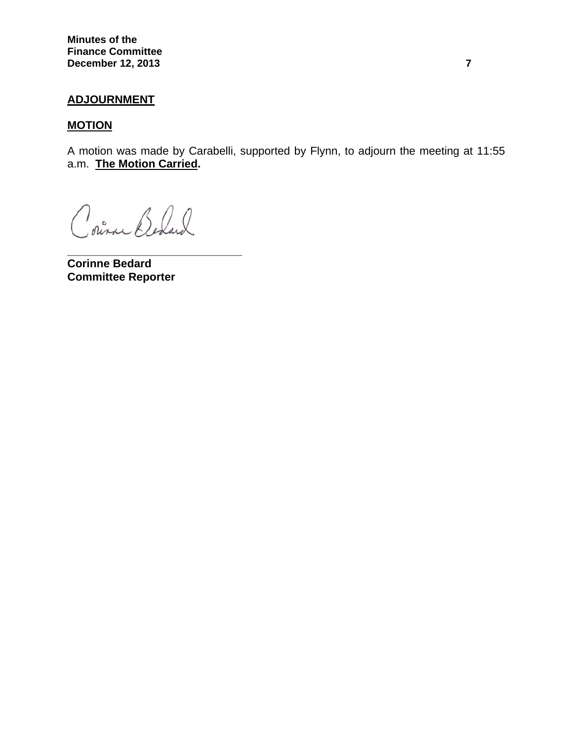## ADJOURNMENT

### MOTION

A motion was made by Carabelli, supported by Flynn, to adjourn the meeting at 11:55 a.m. **The Motion Carried.**

**Corinne Bedard**
**Committee Reporter**